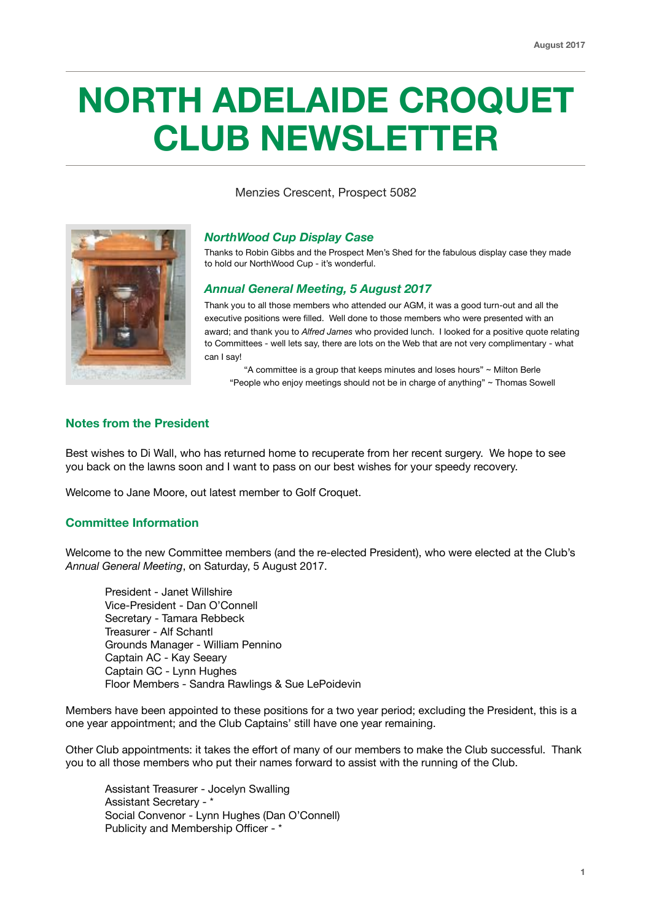August 2017

# NORTH ADELAIDE CROQUET CLUB NEWSLETTER

Menzies Crescent, Prospect 5082

### *NorthWood Cup Display Case*

Thanks to Robin Gibbs and the Prospect Men's Shed for the fabulous display case they made to hold our NorthWood Cup - it's wonderful.

### *Annual General Meeting, 5 August 2017*

Thank you to all those members who attended our AGM, it was a good turn-out and all the executive positions were filled. Well done to those members who were presented with an award; and thank you to *Alfred James* who provided lunch. I looked for a positive quote relating to Committees - well lets say, there are lots on the Web that are not very complimentary - what can I say!

"A committee is a group that keeps minutes and loses hours" ~ Milton Berle
"People who enjoy meetings should not be in charge of anything" ~ Thomas Sowell

## Notes from the President

Best wishes to Di Wall, who has returned home to recuperate from her recent surgery. We hope to see you back on the lawns soon and I want to pass on our best wishes for your speedy recovery.

Welcome to Jane Moore, out latest member to Golf Croquet.

## Committee Information

Welcome to the new Committee members (and the re-elected President), who were elected at the Club's *Annual General Meeting*, on Saturday, 5 August 2017.

President - Janet Willshire
Vice-President - Dan O'Connell
Secretary - Tamara Rebbeck
Treasurer - Alf Schantl
Grounds Manager - William Pennino
Captain AC - Kay Seeary
Captain GC - Lynn Hughes
Floor Members - Sandra Rawlings & Sue LePoidevin

Members have been appointed to these positions for a two year period; excluding the President, this is a one year appointment; and the Club Captains' still have one year remaining.

Other Club appointments: it takes the effort of many of our members to make the Club successful. Thank you to all those members who put their names forward to assist with the running of the Club.

Assistant Treasurer - Jocelyn Swalling
Assistant Secretary - *
Social Convenor - Lynn Hughes (Dan O'Connell)
Publicity and Membership Officer - *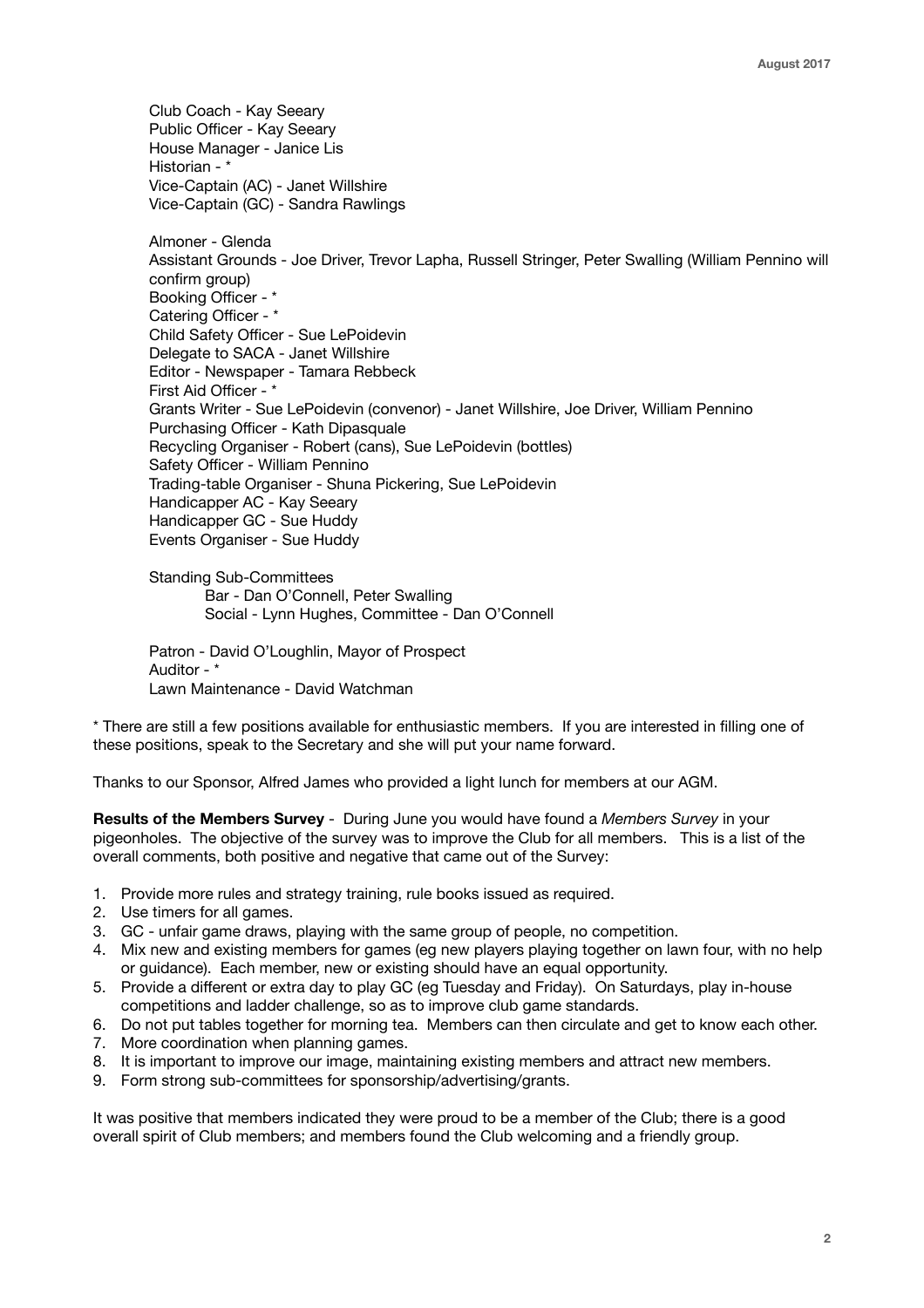Club Coach - Kay Seeary
Public Officer - Kay Seeary
House Manager - Janice Lis
Historian - *
Vice-Captain (AC) - Janet Willshire
Vice-Captain (GC) - Sandra Rawlings

Almoner - Glenda
Assistant Grounds - Joe Driver, Trevor Lapha, Russell Stringer, Peter Swalling (William Pennino will confirm group)
Booking Officer - *
Catering Officer - *
Child Safety Officer - Sue LePoidevin
Delegate to SACA - Janet Willshire
Editor - Newspaper - Tamara Rebbeck
First Aid Officer - *
Grants Writer - Sue LePoidevin (convenor) - Janet Willshire, Joe Driver, William Pennino
Purchasing Officer - Kath Dipasquale
Recycling Organiser - Robert (cans), Sue LePoidevin (bottles)
Safety Officer - William Pennino
Trading-table Organiser - Shuna Pickering, Sue LePoidevin
Handicapper AC - Kay Seeary
Handicapper GC - Sue Huddy
Events Organiser - Sue Huddy

Standing Sub-Committees
- Bar - Dan O'Connell, Peter Swalling
- Social - Lynn Hughes, Committee - Dan O'Connell

Patron - David O'Loughlin, Mayor of Prospect
Auditor - *
Lawn Maintenance - David Watchman

* There are still a few positions available for enthusiastic members. If you are interested in filling one of these positions, speak to the Secretary and she will put your name forward.

Thanks to our Sponsor, Alfred James who provided a light lunch for members at our AGM.

**Results of the Members Survey** - During June you would have found a *Members Survey* in your pigeonholes. The objective of the survey was to improve the Club for all members. This is a list of the overall comments, both positive and negative that came out of the Survey:

1. Provide more rules and strategy training, rule books issued as required.
2. Use timers for all games.
3. GC - unfair game draws, playing with the same group of people, no competition.
4. Mix new and existing members for games (eg new players playing together on lawn four, with no help or guidance). Each member, new or existing should have an equal opportunity.
5. Provide a different or extra day to play GC (eg Tuesday and Friday). On Saturdays, play in-house competitions and ladder challenge, so as to improve club game standards.
6. Do not put tables together for morning tea. Members can then circulate and get to know each other.
7. More coordination when planning games.
8. It is important to improve our image, maintaining existing members and attract new members.
9. Form strong sub-committees for sponsorship/advertising/grants.

It was positive that members indicated they were proud to be a member of the Club; there is a good overall spirit of Club members; and members found the Club welcoming and a friendly group.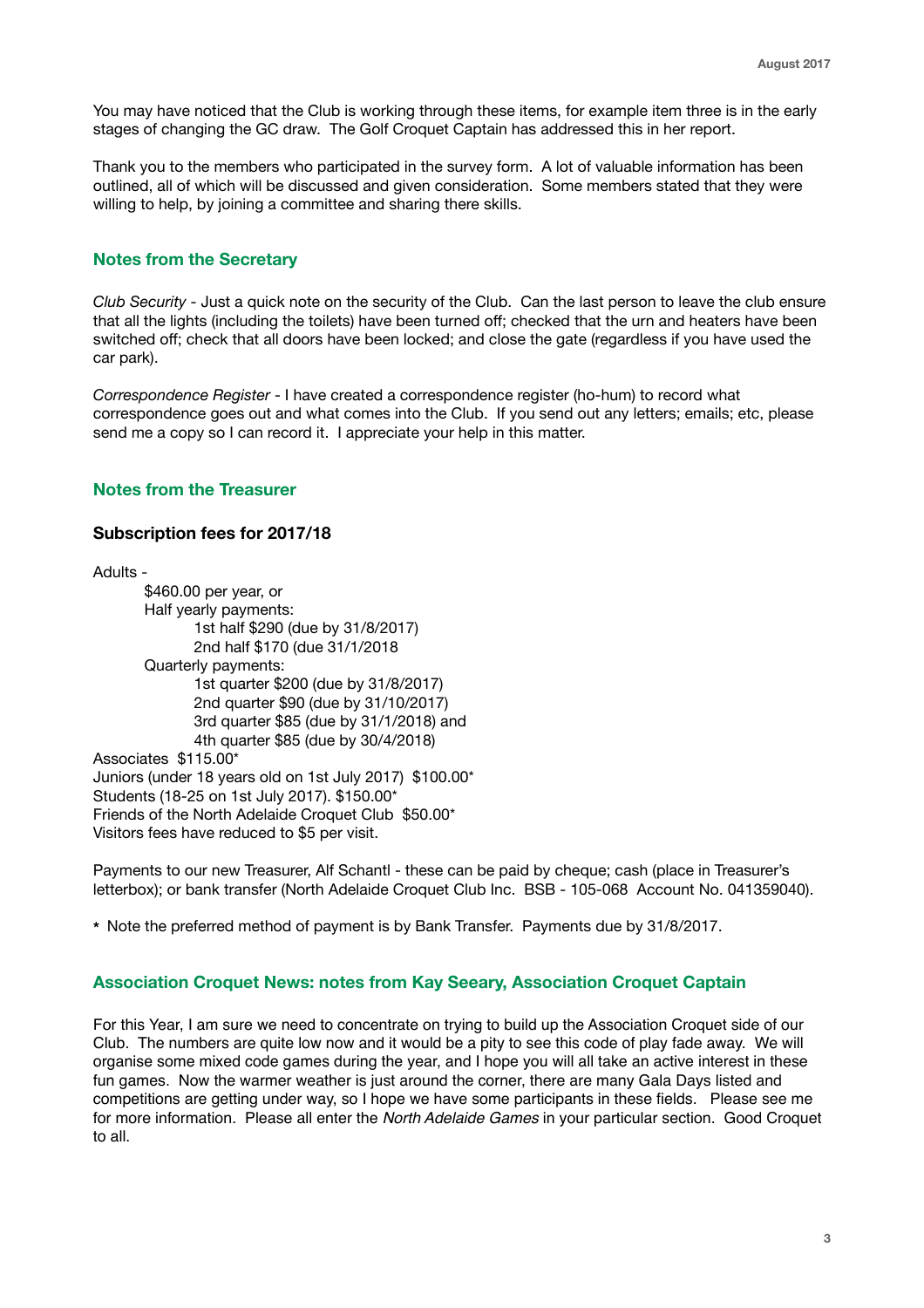You may have noticed that the Club is working through these items, for example item three is in the early stages of changing the GC draw. The Golf Croquet Captain has addressed this in her report.

Thank you to the members who participated in the survey form. A lot of valuable information has been outlined, all of which will be discussed and given consideration. Some members stated that they were willing to help, by joining a committee and sharing there skills.

## Notes from the Secretary

*Club Security* - Just a quick note on the security of the Club. Can the last person to leave the club ensure that all the lights (including the toilets) have been turned off; checked that the urn and heaters have been switched off; check that all doors have been locked; and close the gate (regardless if you have used the car park).

*Correspondence Register* - I have created a correspondence register (ho-hum) to record what correspondence goes out and what comes into the Club. If you send out any letters; emails; etc, please send me a copy so I can record it. I appreciate your help in this matter.

## Notes from the Treasurer

### Subscription fees for 2017/18

Adults -
- $460.00 per year, or
- Half yearly payments:
  - 1st half $290 (due by 31/8/2017)
  - 2nd half $170 (due 31/1/2018
- Quarterly payments:
  - 1st quarter $200 (due by 31/8/2017)
  - 2nd quarter $90 (due by 31/10/2017)
  - 3rd quarter $85 (due by 31/1/2018) and
  - 4th quarter $85 (due by 30/4/2018)

Associates $115.00*
Juniors (under 18 years old on 1st July 2017) $100.00*
Students (18-25 on 1st July 2017). $150.00*
Friends of the North Adelaide Croquet Club $50.00*
Visitors fees have reduced to $5 per visit.

Payments to our new Treasurer, Alf Schantl - these can be paid by cheque; cash (place in Treasurer's letterbox); or bank transfer (North Adelaide Croquet Club Inc. BSB - 105-068 Account No. 041359040).

\* Note the preferred method of payment is by Bank Transfer. Payments due by 31/8/2017.

## Association Croquet News: notes from Kay Seeary, Association Croquet Captain

For this Year, I am sure we need to concentrate on trying to build up the Association Croquet side of our Club. The numbers are quite low now and it would be a pity to see this code of play fade away. We will organise some mixed code games during the year, and I hope you will all take an active interest in these fun games. Now the warmer weather is just around the corner, there are many Gala Days listed and competitions are getting under way, so I hope we have some participants in these fields. Please see me for more information. Please all enter the *North Adelaide Games* in your particular section. Good Croquet to all.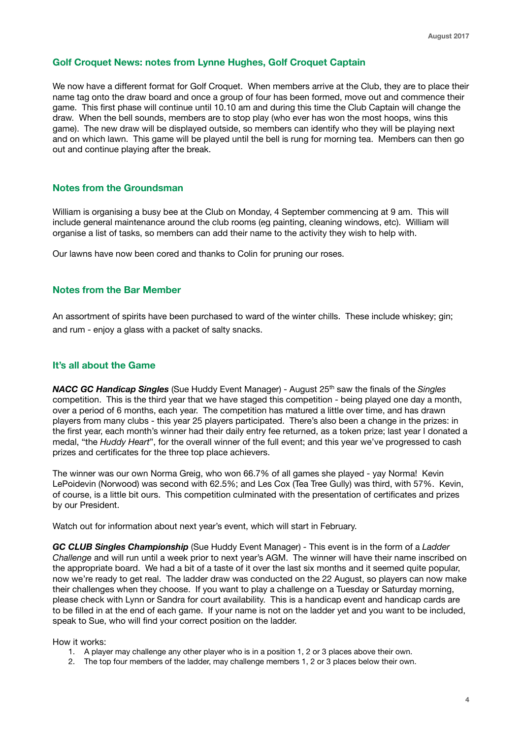## Golf Croquet News: notes from Lynne Hughes, Golf Croquet Captain

We now have a different format for Golf Croquet. When members arrive at the Club, they are to place their name tag onto the draw board and once a group of four has been formed, move out and commence their game. This first phase will continue until 10.10 am and during this time the Club Captain will change the draw. When the bell sounds, members are to stop play (who ever has won the most hoops, wins this game). The new draw will be displayed outside, so members can identify who they will be playing next and on which lawn. This game will be played until the bell is rung for morning tea. Members can then go out and continue playing after the break.

## Notes from the Groundsman

William is organising a busy bee at the Club on Monday, 4 September commencing at 9 am. This will include general maintenance around the club rooms (eg painting, cleaning windows, etc). William will organise a list of tasks, so members can add their name to the activity they wish to help with.

Our lawns have now been cored and thanks to Colin for pruning our roses.

## Notes from the Bar Member

An assortment of spirits have been purchased to ward of the winter chills. These include whiskey; gin; and rum - enjoy a glass with a packet of salty snacks.

## It's all about the Game

***NACC GC Handicap Singles*** (Sue Huddy Event Manager) - August 25th saw the finals of the *Singles* competition. This is the third year that we have staged this competition - being played one day a month, over a period of 6 months, each year. The competition has matured a little over time, and has drawn players from many clubs - this year 25 players participated. There's also been a change in the prizes: in the first year, each month's winner had their daily entry fee returned, as a token prize; last year I donated a medal, "the *Huddy Heart*", for the overall winner of the full event; and this year we've progressed to cash prizes and certificates for the three top place achievers.

The winner was our own Norma Greig, who won 66.7% of all games she played - yay Norma! Kevin LePoidevin (Norwood) was second with 62.5%; and Les Cox (Tea Tree Gully) was third, with 57%. Kevin, of course, is a little bit ours. This competition culminated with the presentation of certificates and prizes by our President.

Watch out for information about next year's event, which will start in February.

***GC CLUB Singles Championship*** (Sue Huddy Event Manager) - This event is in the form of a *Ladder Challenge* and will run until a week prior to next year's AGM. The winner will have their name inscribed on the appropriate board. We had a bit of a taste of it over the last six months and it seemed quite popular, now we're ready to get real. The ladder draw was conducted on the 22 August, so players can now make their challenges when they choose. If you want to play a challenge on a Tuesday or Saturday morning, please check with Lynn or Sandra for court availability. This is a handicap event and handicap cards are to be filled in at the end of each game. If your name is not on the ladder yet and you want to be included, speak to Sue, who will find your correct position on the ladder.

How it works:

1. A player may challenge any other player who is in a position 1, 2 or 3 places above their own.
2. The top four members of the ladder, may challenge members 1, 2 or 3 places below their own.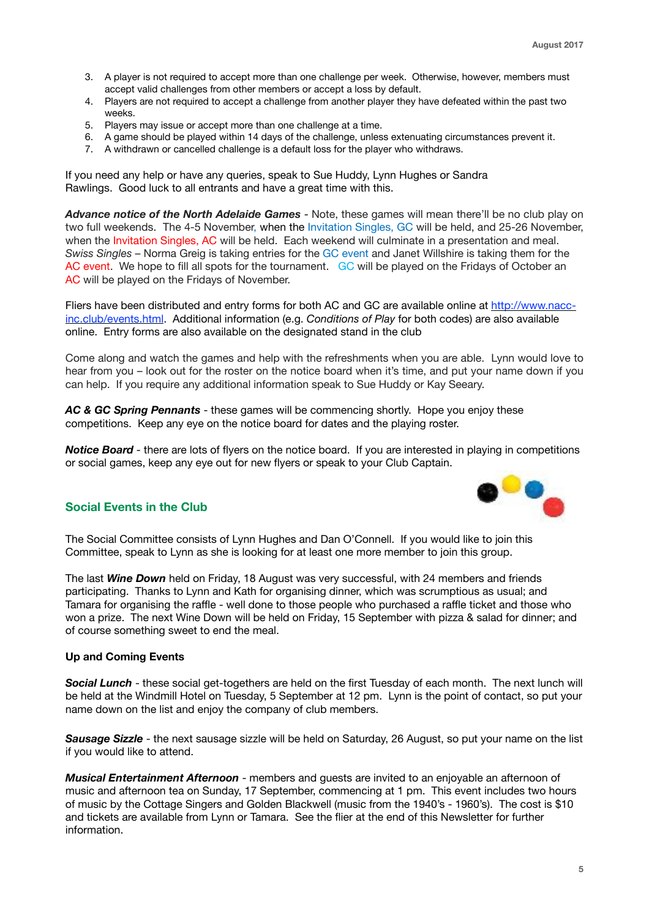3. A player is not required to accept more than one challenge per week. Otherwise, however, members must accept valid challenges from other members or accept a loss by default.
4. Players are not required to accept a challenge from another player they have defeated within the past two weeks.
5. Players may issue or accept more than one challenge at a time.
6. A game should be played within 14 days of the challenge, unless extenuating circumstances prevent it.
7. A withdrawn or cancelled challenge is a default loss for the player who withdraws.

If you need any help or have any queries, speak to Sue Huddy, Lynn Hughes or Sandra Rawlings. Good luck to all entrants and have a great time with this.

***Advance notice of the North Adelaide Games*** - Note, these games will mean there'll be no club play on two full weekends. The 4-5 November, when the Invitation Singles, GC will be held, and 25-26 November, when the Invitation Singles, AC will be held. Each weekend will culminate in a presentation and meal. *Swiss Singles* – Norma Greig is taking entries for the GC event and Janet Willshire is taking them for the AC event. We hope to fill all spots for the tournament. GC will be played on the Fridays of October an AC will be played on the Fridays of November.

Fliers have been distributed and entry forms for both AC and GC are available online at http://www.nacc-inc.club/events.html. Additional information (e.g. *Conditions of Play* for both codes) are also available online. Entry forms are also available on the designated stand in the club

Come along and watch the games and help with the refreshments when you are able. Lynn would love to hear from you – look out for the roster on the notice board when it's time, and put your name down if you can help. If you require any additional information speak to Sue Huddy or Kay Seeary.

***AC & GC Spring Pennants*** - these games will be commencing shortly. Hope you enjoy these competitions. Keep any eye on the notice board for dates and the playing roster.

***Notice Board*** - there are lots of flyers on the notice board. If you are interested in playing in competitions or social games, keep any eye out for new flyers or speak to your Club Captain.

## Social Events in the Club

The Social Committee consists of Lynn Hughes and Dan O'Connell. If you would like to join this Committee, speak to Lynn as she is looking for at least one more member to join this group.

The last ***Wine Down*** held on Friday, 18 August was very successful, with 24 members and friends participating. Thanks to Lynn and Kath for organising dinner, which was scrumptious as usual; and Tamara for organising the raffle - well done to those people who purchased a raffle ticket and those who won a prize. The next Wine Down will be held on Friday, 15 September with pizza & salad for dinner; and of course something sweet to end the meal.

### Up and Coming Events

***Social Lunch*** - these social get-togethers are held on the first Tuesday of each month. The next lunch will be held at the Windmill Hotel on Tuesday, 5 September at 12 pm. Lynn is the point of contact, so put your name down on the list and enjoy the company of club members.

***Sausage Sizzle*** - the next sausage sizzle will be held on Saturday, 26 August, so put your name on the list if you would like to attend.

***Musical Entertainment Afternoon*** - members and guests are invited to an enjoyable an afternoon of music and afternoon tea on Sunday, 17 September, commencing at 1 pm. This event includes two hours of music by the Cottage Singers and Golden Blackwell (music from the 1940's - 1960's). The cost is $10 and tickets are available from Lynn or Tamara. See the flier at the end of this Newsletter for further information.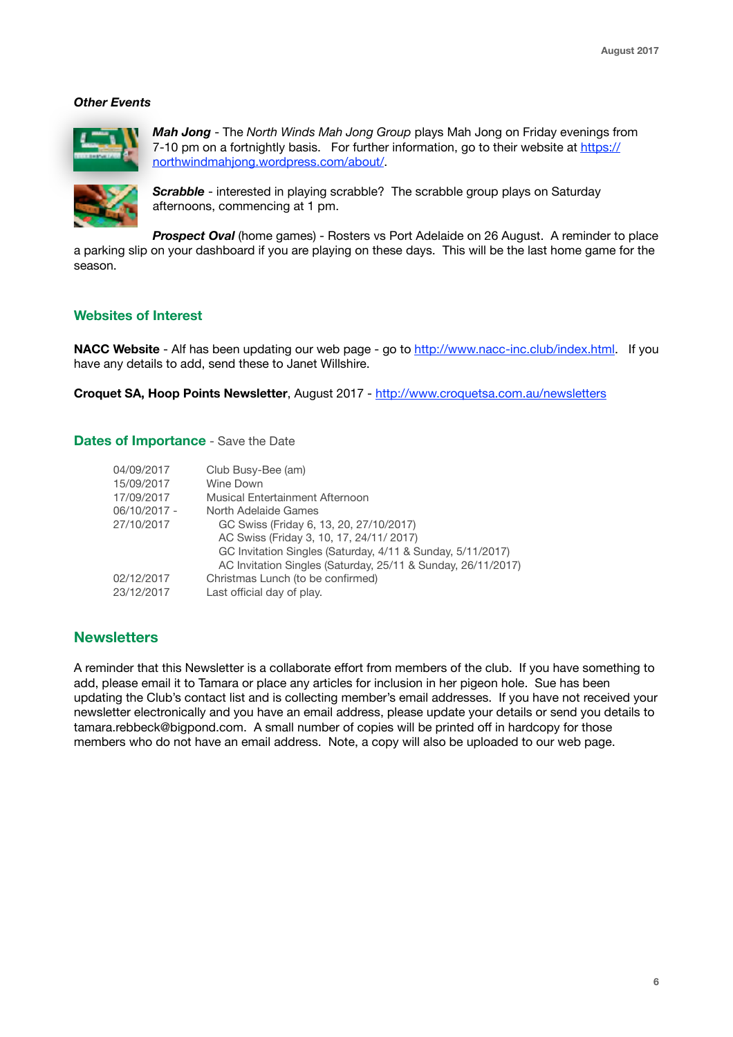***Other Events***

***Mah Jong*** - The *North Winds Mah Jong Group* plays Mah Jong on Friday evenings from 7-10 pm on a fortnightly basis. For further information, go to their website at https://northwindmahjong.wordpress.com/about/.

***Scrabble*** - interested in playing scrabble? The scrabble group plays on Saturday afternoons, commencing at 1 pm.

***Prospect Oval*** (home games) - Rosters vs Port Adelaide on 26 August. A reminder to place a parking slip on your dashboard if you are playing on these days. This will be the last home game for the season.

## Websites of Interest

**NACC Website** - Alf has been updating our web page - go to http://www.nacc-inc.club/index.html. If you have any details to add, send these to Janet Willshire.

**Croquet SA, Hoop Points Newsletter**, August 2017 - http://www.croquetsa.com.au/newsletters

## Dates of Importance - Save the Date

| | |
|---|---|
| 04/09/2017 | Club Busy-Bee (am) |
| 15/09/2017 | Wine Down |
| 17/09/2017 | Musical Entertainment Afternoon |
| 06/10/2017 - 27/10/2017 | North Adelaide Games<br>GC Swiss (Friday 6, 13, 20, 27/10/2017)<br>AC Swiss (Friday 3, 10, 17, 24/11/ 2017)<br>GC Invitation Singles (Saturday, 4/11 & Sunday, 5/11/2017)<br>AC Invitation Singles (Saturday, 25/11 & Sunday, 26/11/2017) |
| 02/12/2017 | Christmas Lunch (to be confirmed) |
| 23/12/2017 | Last official day of play. |

## Newsletters

A reminder that this Newsletter is a collaborate effort from members of the club. If you have something to add, please email it to Tamara or place any articles for inclusion in her pigeon hole. Sue has been updating the Club's contact list and is collecting member's email addresses. If you have not received your newsletter electronically and you have an email address, please update your details or send you details to tamara.rebbeck@bigpond.com. A small number of copies will be printed off in hardcopy for those members who do not have an email address. Note, a copy will also be uploaded to our web page.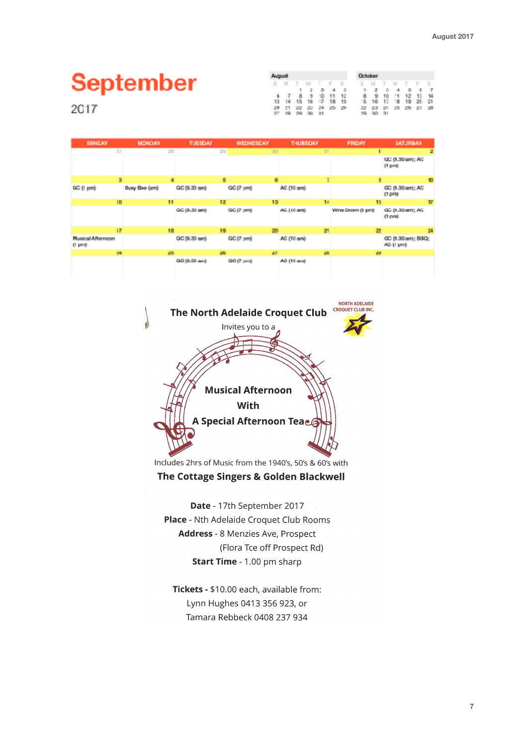# September

2017

| August | | | | | | |
|---|---|---|---|---|---|---|
| S | M | T | W | T | F | S |
| | | 1 | 2 | 3 | 4 | 5 |
| 6 | 7 | 8 | 9 | 10 | 11 | 12 |
| 13 | 14 | 15 | 16 | 17 | 18 | 19 |
| 20 | 21 | 22 | 23 | 24 | 25 | 26 |
| 27 | 28 | 29 | 30 | 31 | | |

| October | | | | | | |
|---|---|---|---|---|---|---|
| S | M | T | W | T | F | S |
| 1 | 2 | 3 | 4 | 5 | 6 | 7 |
| 8 | 9 | 10 | 11 | 12 | 13 | 14 |
| 15 | 16 | 17 | 18 | 19 | 20 | 21 |
| 22 | 23 | 24 | 25 | 26 | 27 | 28 |
| 29 | 30 | 31 | | | | |

| SUNDAY | MONDAY | TUESDAY | WEDNESDAY | THURSDAY | FRIDAY | SATURDAY |
|---|---|---|---|---|---|---|
| 27 | 28 | 29 | 30 | 31 | 1 | 2 GC (9.30am); AC (1 pm) |
| 3 GC (1 pm) | 4 Busy Bee (am) | 5 GC (9.30 am) | 6 GC (7 pm) | 7 AC (10 am) | 8 | 9 GC (9.30am); AC (1 pm) |
| 10 | 11 | 12 GC (9.30 am) | 13 GC (7 pm) | 14 AC (10 am) | 15 Wine Down (6 pm) | 16 GC (9.30am); AC (1 pm) |
| 17 Musical Afternoon (1 pm) | 18 | 19 GC (9.30 am) | 20 GC (7 pm) | 21 AC (10 am) | 22 | 23 GC (9.30am); BBQ; AC (1 pm) |
| 24 | 25 | 26 GC (9.30 am) | 27 GC (7 pm) | 28 AC (10 am) | 29 | 30 |

NORTH ADELAIDE CROQUET CLUB INC.

## The North Adelaide Croquet Club

Invites you to a

**Musical Afternoon**
**With**
**A Special Afternoon Tea**

Includes 2hrs of Music from the 1940's, 50's & 60's with

**The Cottage Singers & Golden Blackwell**

**Date** - 17th September 2017
**Place** - Nth Adelaide Croquet Club Rooms
**Address** - 8 Menzies Ave, Prospect
(Flora Tce off Prospect Rd)
**Start Time** - 1.00 pm sharp

**Tickets -** $10.00 each, available from:
Lynn Hughes 0413 356 923, or
Tamara Rebbeck 0408 237 934